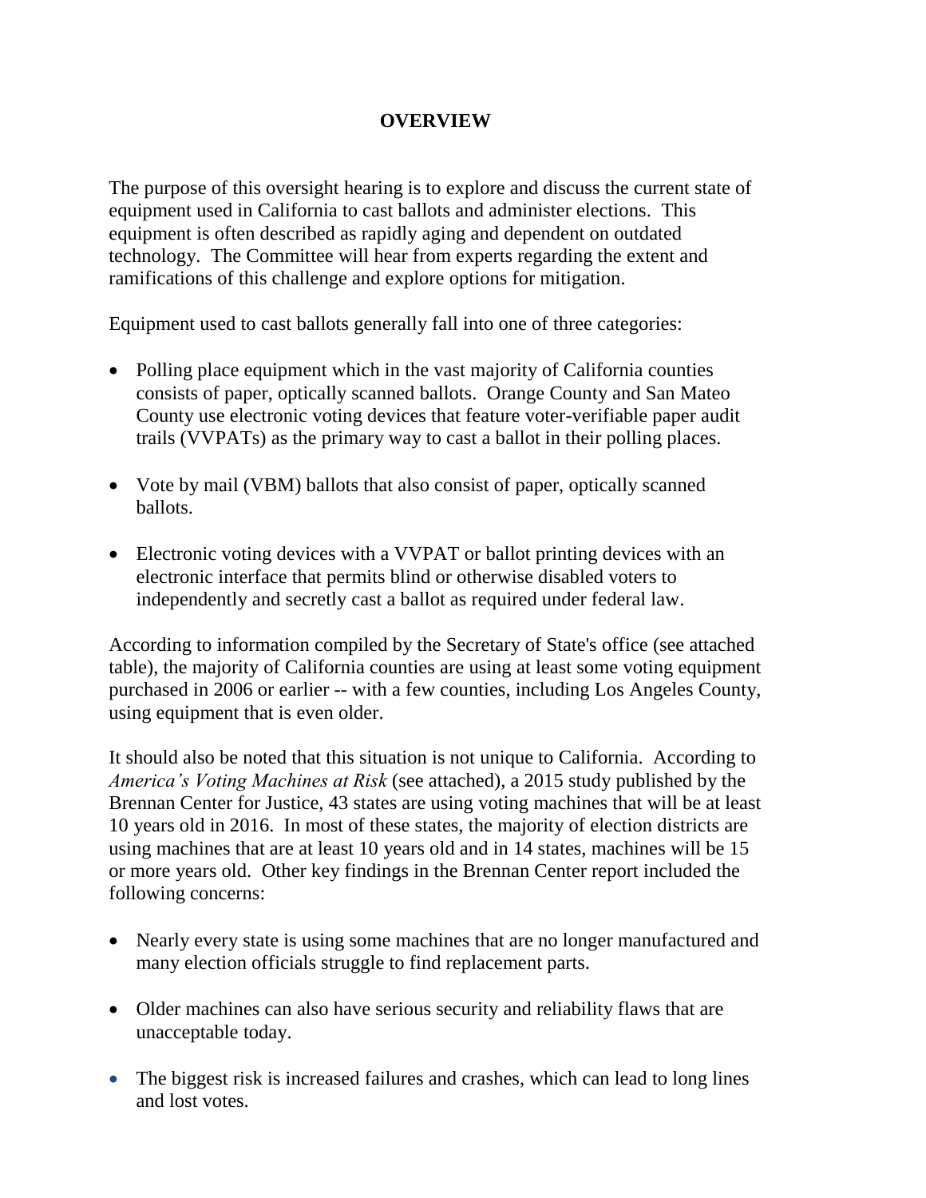# OVERVIEW

The purpose of this oversight hearing is to explore and discuss the current state of equipment used in California to cast ballots and administer elections. This equipment is often described as rapidly aging and dependent on outdated technology. The Committee will hear from experts regarding the extent and ramifications of this challenge and explore options for mitigation.

Equipment used to cast ballots generally fall into one of three categories:

- Polling place equipment which in the vast majority of California counties consists of paper, optically scanned ballots. Orange County and San Mateo County use electronic voting devices that feature voter-verifiable paper audit trails (VVPATs) as the primary way to cast a ballot in their polling places.
- Vote by mail (VBM) ballots that also consist of paper, optically scanned ballots.
- Electronic voting devices with a VVPAT or ballot printing devices with an electronic interface that permits blind or otherwise disabled voters to independently and secretly cast a ballot as required under federal law.

According to information compiled by the Secretary of State's office (see attached table), the majority of California counties are using at least some voting equipment purchased in 2006 or earlier -- with a few counties, including Los Angeles County, using equipment that is even older.

It should also be noted that this situation is not unique to California. According to *America's Voting Machines at Risk* (see attached), a 2015 study published by the Brennan Center for Justice, 43 states are using voting machines that will be at least 10 years old in 2016. In most of these states, the majority of election districts are using machines that are at least 10 years old and in 14 states, machines will be 15 or more years old. Other key findings in the Brennan Center report included the following concerns:

- Nearly every state is using some machines that are no longer manufactured and many election officials struggle to find replacement parts.
- Older machines can also have serious security and reliability flaws that are unacceptable today.
- The biggest risk is increased failures and crashes, which can lead to long lines and lost votes.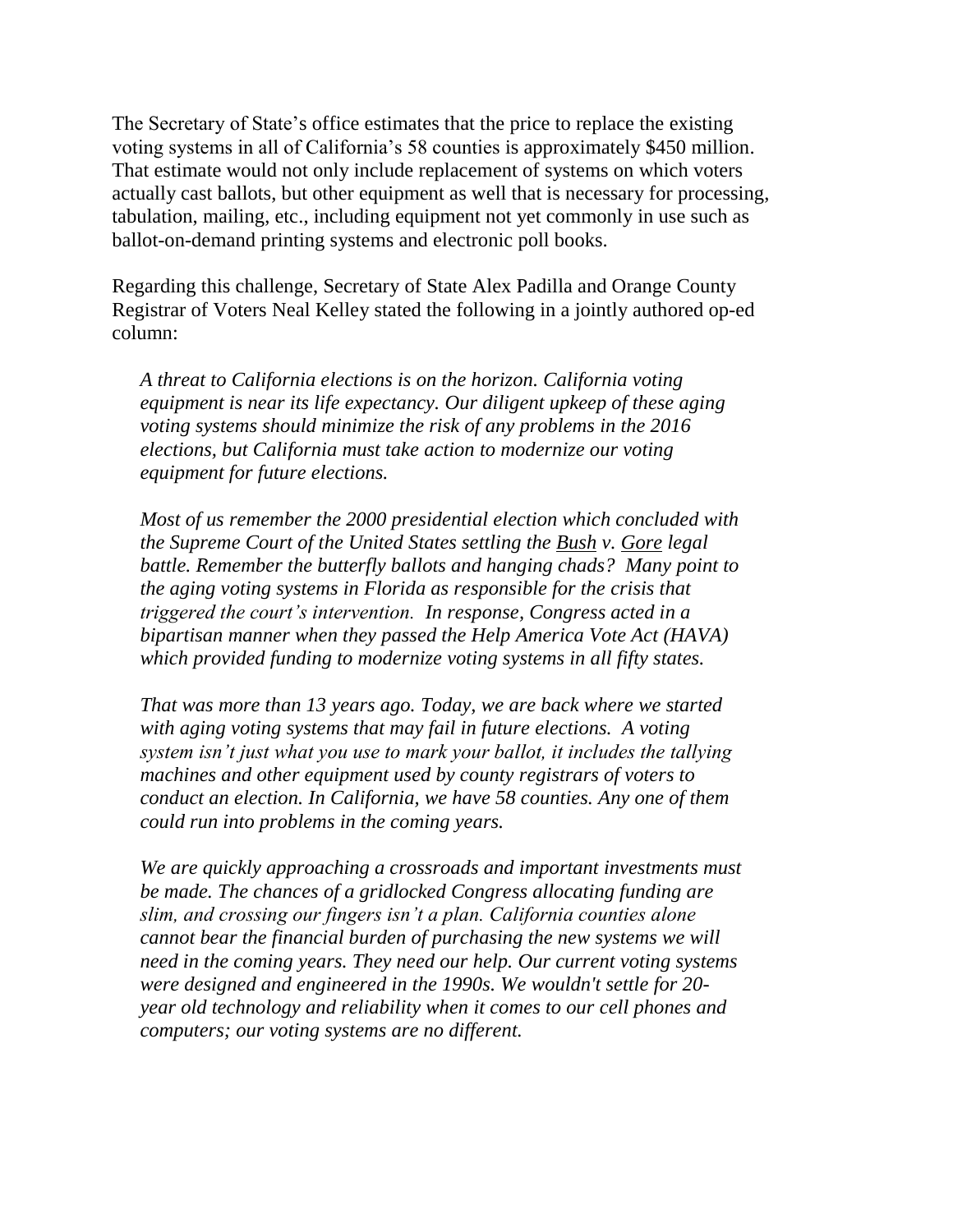The Secretary of State's office estimates that the price to replace the existing voting systems in all of California's 58 counties is approximately $450 million. That estimate would not only include replacement of systems on which voters actually cast ballots, but other equipment as well that is necessary for processing, tabulation, mailing, etc., including equipment not yet commonly in use such as ballot-on-demand printing systems and electronic poll books.

Regarding this challenge, Secretary of State Alex Padilla and Orange County Registrar of Voters Neal Kelley stated the following in a jointly authored op-ed column:

> *A threat to California elections is on the horizon. California voting equipment is near its life expectancy. Our diligent upkeep of these aging voting systems should minimize the risk of any problems in the 2016 elections, but California must take action to modernize our voting equipment for future elections.*
>
> *Most of us remember the 2000 presidential election which concluded with the Supreme Court of the United States settling the Bush v. Gore legal battle. Remember the butterfly ballots and hanging chads? Many point to the aging voting systems in Florida as responsible for the crisis that triggered the court's intervention. In response, Congress acted in a bipartisan manner when they passed the Help America Vote Act (HAVA) which provided funding to modernize voting systems in all fifty states.*
>
> *That was more than 13 years ago. Today, we are back where we started with aging voting systems that may fail in future elections. A voting system isn't just what you use to mark your ballot, it includes the tallying machines and other equipment used by county registrars of voters to conduct an election. In California, we have 58 counties. Any one of them could run into problems in the coming years.*
>
> *We are quickly approaching a crossroads and important investments must be made. The chances of a gridlocked Congress allocating funding are slim, and crossing our fingers isn't a plan. California counties alone cannot bear the financial burden of purchasing the new systems we will need in the coming years. They need our help. Our current voting systems were designed and engineered in the 1990s. We wouldn't settle for 20-year old technology and reliability when it comes to our cell phones and computers; our voting systems are no different.*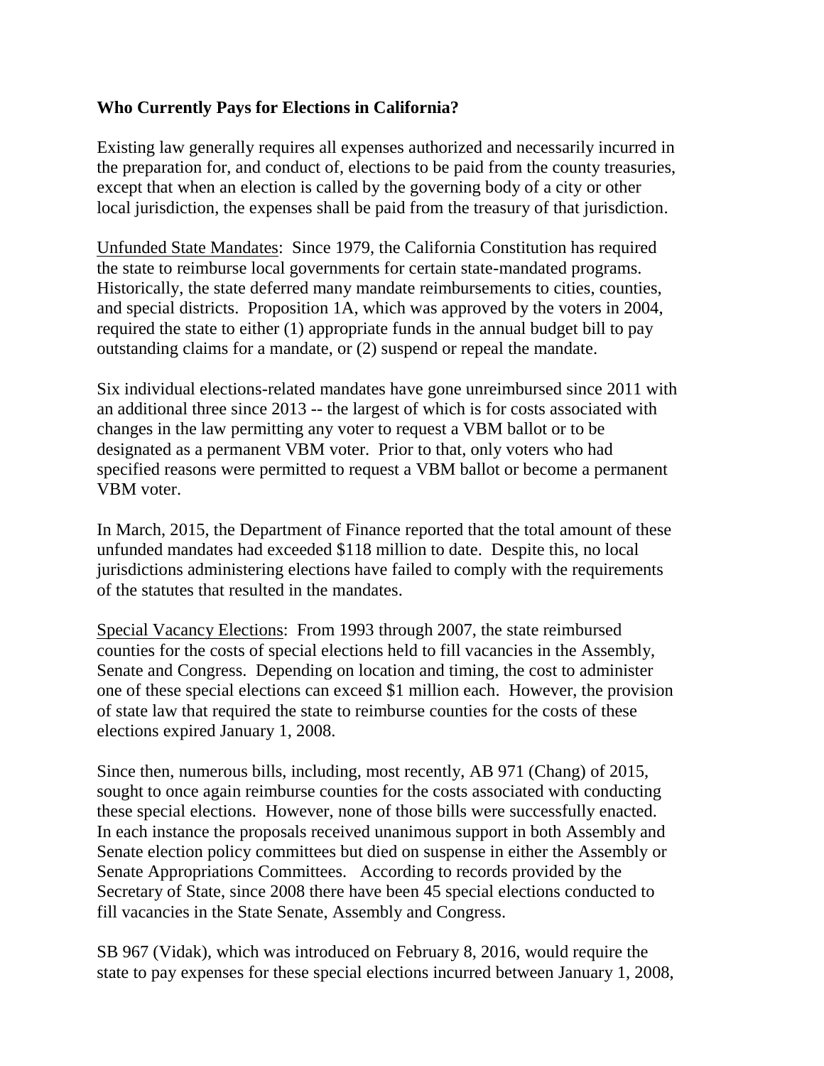**Who Currently Pays for Elections in California?**

Existing law generally requires all expenses authorized and necessarily incurred in the preparation for, and conduct of, elections to be paid from the county treasuries, except that when an election is called by the governing body of a city or other local jurisdiction, the expenses shall be paid from the treasury of that jurisdiction.

<u>Unfunded State Mandates</u>: Since 1979, the California Constitution has required the state to reimburse local governments for certain state-mandated programs. Historically, the state deferred many mandate reimbursements to cities, counties, and special districts. Proposition 1A, which was approved by the voters in 2004, required the state to either (1) appropriate funds in the annual budget bill to pay outstanding claims for a mandate, or (2) suspend or repeal the mandate.

Six individual elections-related mandates have gone unreimbursed since 2011 with an additional three since 2013 -- the largest of which is for costs associated with changes in the law permitting any voter to request a VBM ballot or to be designated as a permanent VBM voter. Prior to that, only voters who had specified reasons were permitted to request a VBM ballot or become a permanent VBM voter.

In March, 2015, the Department of Finance reported that the total amount of these unfunded mandates had exceeded $118 million to date. Despite this, no local jurisdictions administering elections have failed to comply with the requirements of the statutes that resulted in the mandates.

<u>Special Vacancy Elections</u>: From 1993 through 2007, the state reimbursed counties for the costs of special elections held to fill vacancies in the Assembly, Senate and Congress. Depending on location and timing, the cost to administer one of these special elections can exceed $1 million each. However, the provision of state law that required the state to reimburse counties for the costs of these elections expired January 1, 2008.

Since then, numerous bills, including, most recently, AB 971 (Chang) of 2015, sought to once again reimburse counties for the costs associated with conducting these special elections. However, none of those bills were successfully enacted. In each instance the proposals received unanimous support in both Assembly and Senate election policy committees but died on suspense in either the Assembly or Senate Appropriations Committees. According to records provided by the Secretary of State, since 2008 there have been 45 special elections conducted to fill vacancies in the State Senate, Assembly and Congress.

SB 967 (Vidak), which was introduced on February 8, 2016, would require the state to pay expenses for these special elections incurred between January 1, 2008,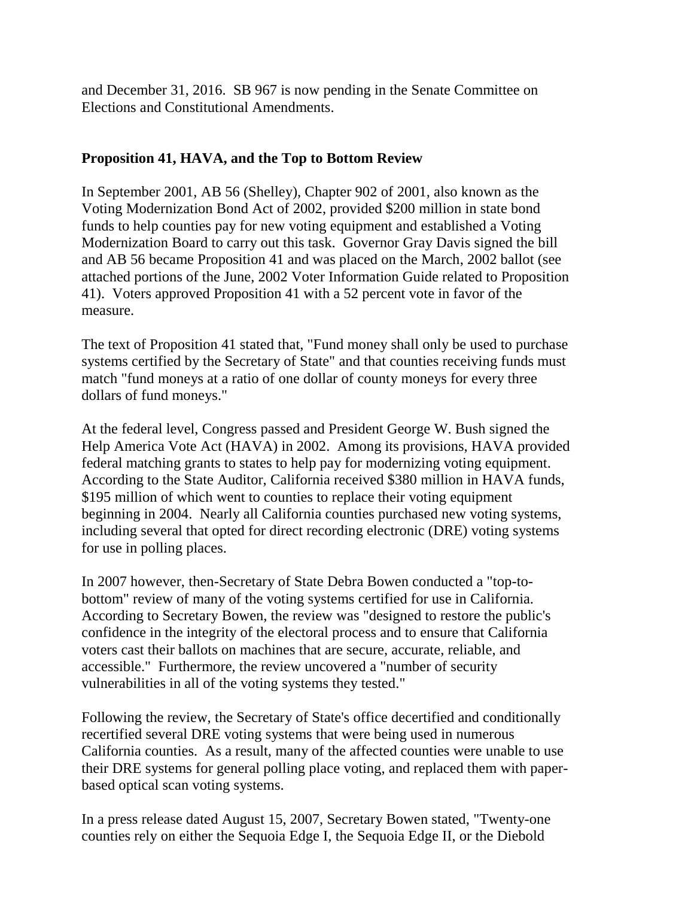and December 31, 2016. SB 967 is now pending in the Senate Committee on Elections and Constitutional Amendments.

**Proposition 41, HAVA, and the Top to Bottom Review**

In September 2001, AB 56 (Shelley), Chapter 902 of 2001, also known as the Voting Modernization Bond Act of 2002, provided $200 million in state bond funds to help counties pay for new voting equipment and established a Voting Modernization Board to carry out this task. Governor Gray Davis signed the bill and AB 56 became Proposition 41 and was placed on the March, 2002 ballot (see attached portions of the June, 2002 Voter Information Guide related to Proposition 41). Voters approved Proposition 41 with a 52 percent vote in favor of the measure.

The text of Proposition 41 stated that, "Fund money shall only be used to purchase systems certified by the Secretary of State" and that counties receiving funds must match "fund moneys at a ratio of one dollar of county moneys for every three dollars of fund moneys."

At the federal level, Congress passed and President George W. Bush signed the Help America Vote Act (HAVA) in 2002. Among its provisions, HAVA provided federal matching grants to states to help pay for modernizing voting equipment. According to the State Auditor, California received $380 million in HAVA funds, $195 million of which went to counties to replace their voting equipment beginning in 2004. Nearly all California counties purchased new voting systems, including several that opted for direct recording electronic (DRE) voting systems for use in polling places.

In 2007 however, then-Secretary of State Debra Bowen conducted a "top-to-bottom" review of many of the voting systems certified for use in California. According to Secretary Bowen, the review was "designed to restore the public's confidence in the integrity of the electoral process and to ensure that California voters cast their ballots on machines that are secure, accurate, reliable, and accessible." Furthermore, the review uncovered a "number of security vulnerabilities in all of the voting systems they tested."

Following the review, the Secretary of State's office decertified and conditionally recertified several DRE voting systems that were being used in numerous California counties. As a result, many of the affected counties were unable to use their DRE systems for general polling place voting, and replaced them with paper-based optical scan voting systems.

In a press release dated August 15, 2007, Secretary Bowen stated, "Twenty-one counties rely on either the Sequoia Edge I, the Sequoia Edge II, or the Diebold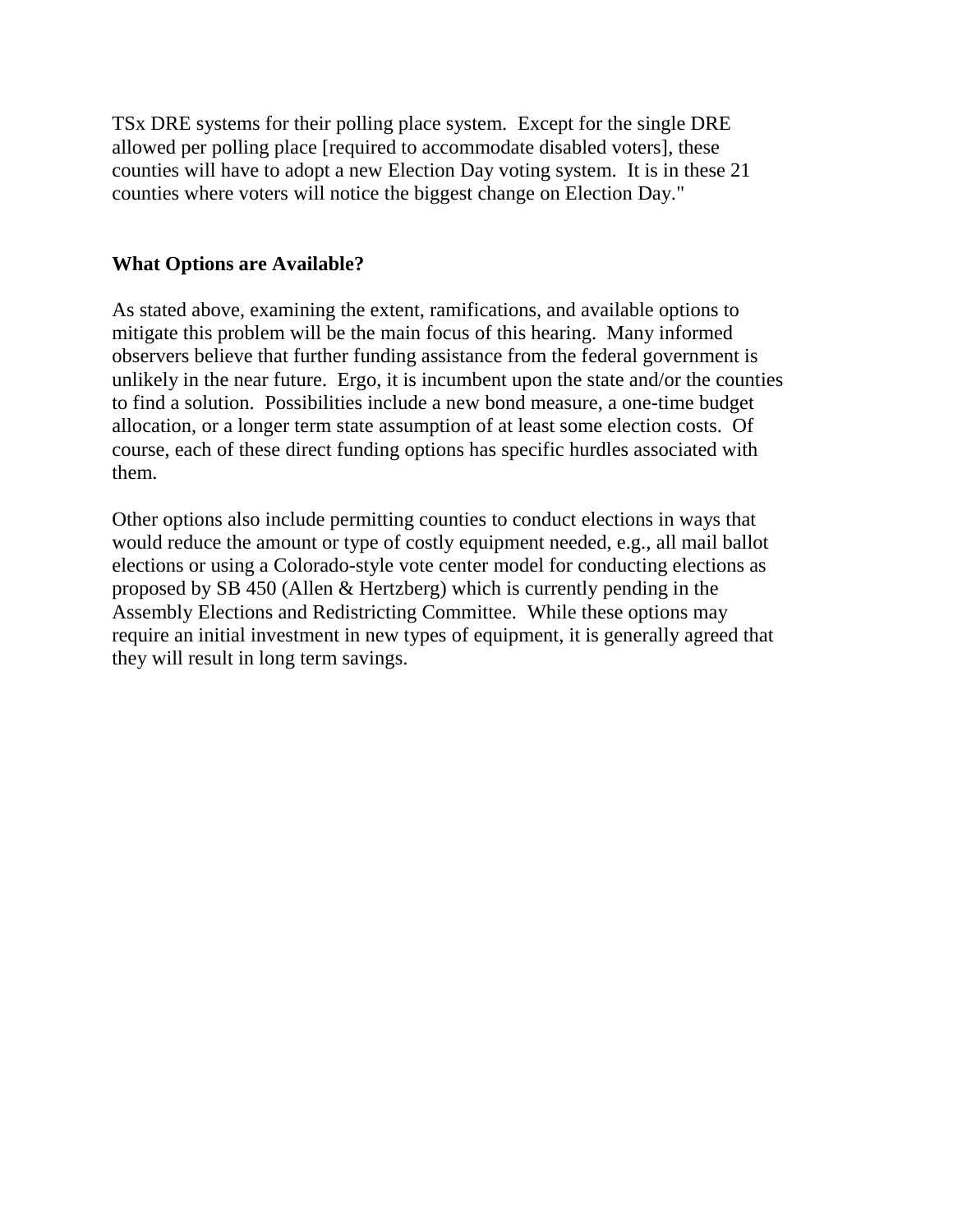TSx DRE systems for their polling place system. Except for the single DRE allowed per polling place [required to accommodate disabled voters], these counties will have to adopt a new Election Day voting system. It is in these 21 counties where voters will notice the biggest change on Election Day."

**What Options are Available?**

As stated above, examining the extent, ramifications, and available options to mitigate this problem will be the main focus of this hearing. Many informed observers believe that further funding assistance from the federal government is unlikely in the near future. Ergo, it is incumbent upon the state and/or the counties to find a solution. Possibilities include a new bond measure, a one-time budget allocation, or a longer term state assumption of at least some election costs. Of course, each of these direct funding options has specific hurdles associated with them.

Other options also include permitting counties to conduct elections in ways that would reduce the amount or type of costly equipment needed, e.g., all mail ballot elections or using a Colorado-style vote center model for conducting elections as proposed by SB 450 (Allen & Hertzberg) which is currently pending in the Assembly Elections and Redistricting Committee. While these options may require an initial investment in new types of equipment, it is generally agreed that they will result in long term savings.